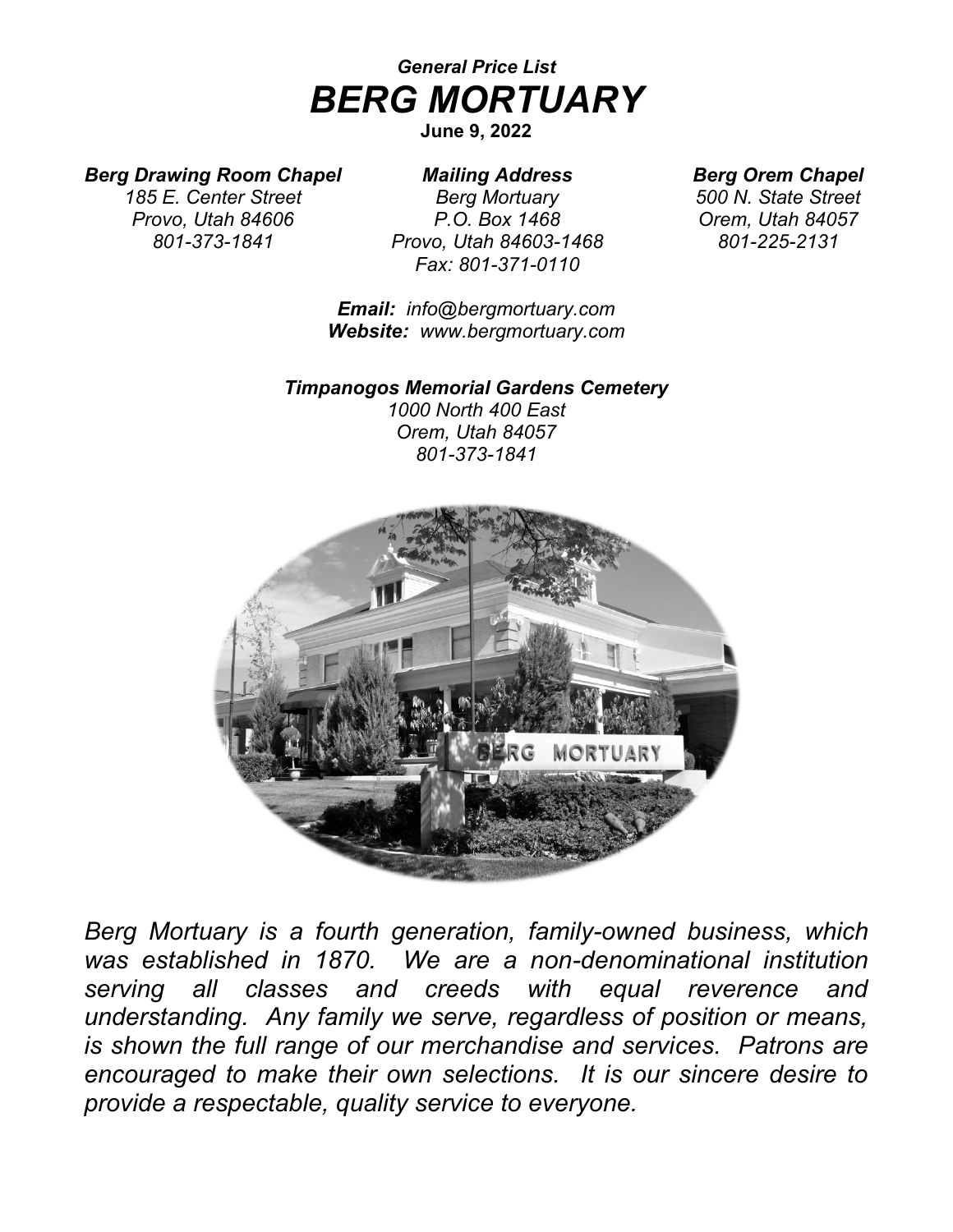*General Price List*

# *BERG MORTUARY*

**June 9, 2022**

***Berg Drawing Room Chapel***
*185 E. Center Street*
*Provo, Utah 84606*
*801-373-1841*

***Mailing Address***
*Berg Mortuary*
*P.O. Box 1468*
*Provo, Utah 84603-1468*
*Fax: 801-371-0110*

***Berg Orem Chapel***
*500 N. State Street*
*Orem, Utah 84057*
*801-225-2131*

***Email:*** *info@bergmortuary.com*
***Website:*** *www.bergmortuary.com*

***Timpanogos Memorial Gardens Cemetery***
*1000 North 400 East*
*Orem, Utah 84057*
*801-373-1841*

*Berg Mortuary is a fourth generation, family-owned business, which was established in 1870. We are a non-denominational institution serving all classes and creeds with equal reverence and understanding. Any family we serve, regardless of position or means, is shown the full range of our merchandise and services. Patrons are encouraged to make their own selections. It is our sincere desire to provide a respectable, quality service to everyone.*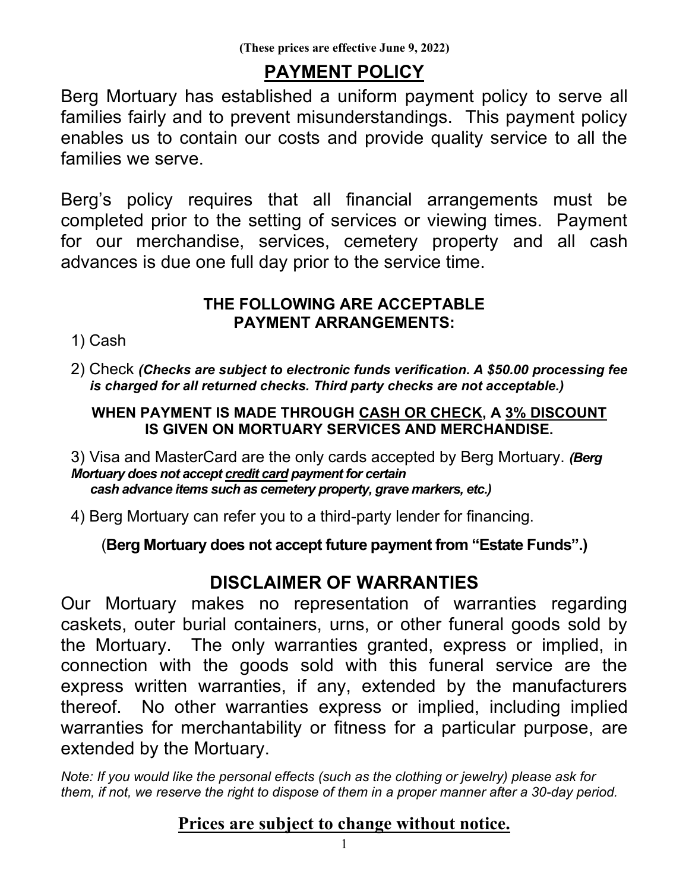**(These prices are effective June 9, 2022)**

# PAYMENT POLICY

Berg Mortuary has established a uniform payment policy to serve all families fairly and to prevent misunderstandings. This payment policy enables us to contain our costs and provide quality service to all the families we serve.

Berg's policy requires that all financial arrangements must be completed prior to the setting of services or viewing times. Payment for our merchandise, services, cemetery property and all cash advances is due one full day prior to the service time.

### THE FOLLOWING ARE ACCEPTABLE PAYMENT ARRANGEMENTS:

1) Cash

2) Check ***(Checks are subject to electronic funds verification. A $50.00 processing fee is charged for all returned checks. Third party checks are not acceptable.)***

**WHEN PAYMENT IS MADE THROUGH <u>CASH OR CHECK</u>, A <u>3% DISCOUNT</u> IS GIVEN ON MORTUARY SERVICES AND MERCHANDISE.**

3) Visa and MasterCard are the only cards accepted by Berg Mortuary. ***(Berg Mortuary does not accept <u>credit card</u> payment for certain cash advance items such as cemetery property, grave markers, etc.)***

4) Berg Mortuary can refer you to a third-party lender for financing.

(**Berg Mortuary does not accept future payment from "Estate Funds".)**

## DISCLAIMER OF WARRANTIES

Our Mortuary makes no representation of warranties regarding caskets, outer burial containers, urns, or other funeral goods sold by the Mortuary. The only warranties granted, express or implied, in connection with the goods sold with this funeral service are the express written warranties, if any, extended by the manufacturers thereof. No other warranties express or implied, including implied warranties for merchantability or fitness for a particular purpose, are extended by the Mortuary.

*Note: If you would like the personal effects (such as the clothing or jewelry) please ask for them, if not, we reserve the right to dispose of them in a proper manner after a 30-day period.*

**<u>Prices are subject to change without notice.</u>**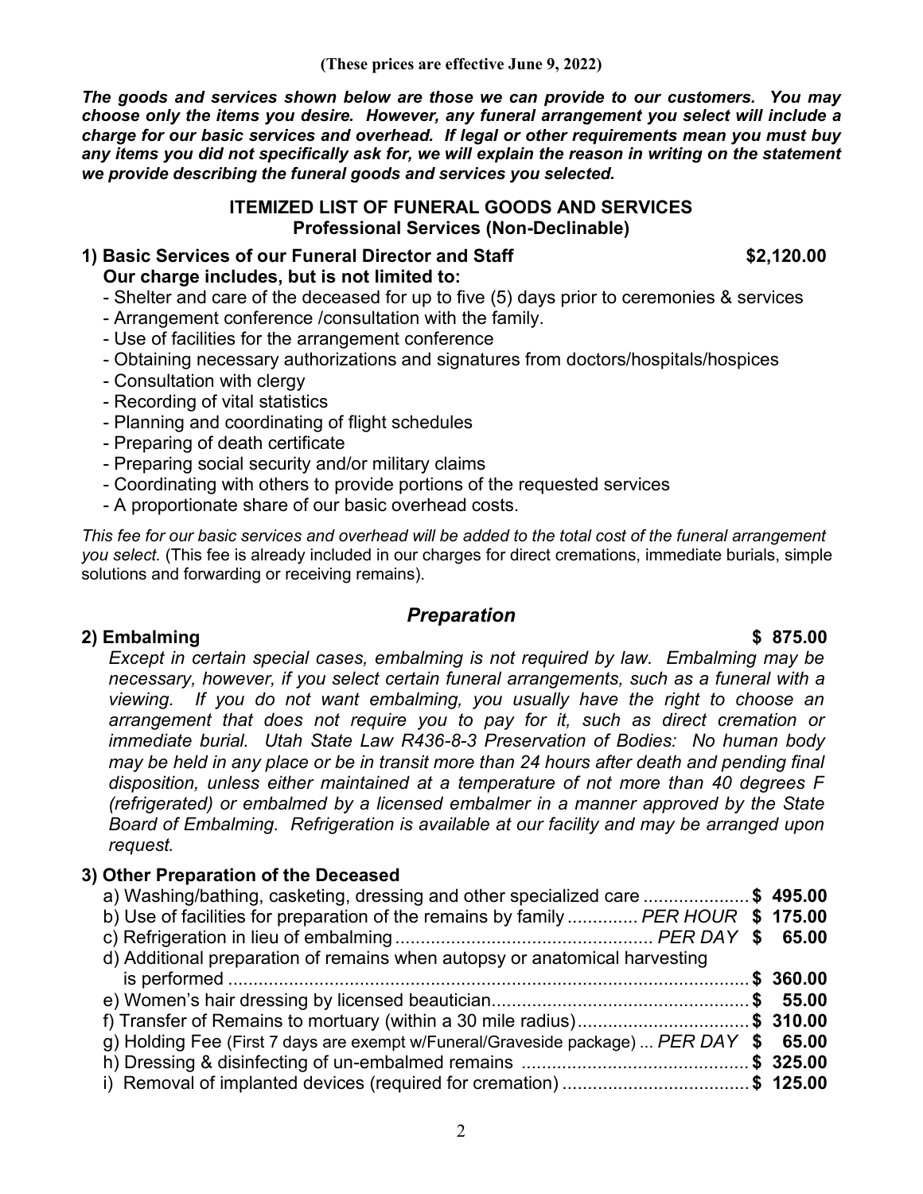**(These prices are effective June 9, 2022)**

***The goods and services shown below are those we can provide to our customers. You may choose only the items you desire. However, any funeral arrangement you select will include a charge for our basic services and overhead. If legal or other requirements mean you must buy any items you did not specifically ask for, we will explain the reason in writing on the statement we provide describing the funeral goods and services you selected.***

## ITEMIZED LIST OF FUNERAL GOODS AND SERVICES
### Professional Services (Non-Declinable)

**1) Basic Services of our Funeral Director and Staff** **$2,120.00**
**Our charge includes, but is not limited to:**

- Shelter and care of the deceased for up to five (5) days prior to ceremonies & services
- Arrangement conference /consultation with the family.
- Use of facilities for the arrangement conference
- Obtaining necessary authorizations and signatures from doctors/hospitals/hospices
- Consultation with clergy
- Recording of vital statistics
- Planning and coordinating of flight schedules
- Preparing of death certificate
- Preparing social security and/or military claims
- Coordinating with others to provide portions of the requested services
- A proportionate share of our basic overhead costs.

*This fee for our basic services and overhead will be added to the total cost of the funeral arrangement you select.* (This fee is already included in our charges for direct cremations, immediate burials, simple solutions and forwarding or receiving remains).

## *Preparation*

**2) Embalming** **$ 875.00**

*Except in certain special cases, embalming is not required by law. Embalming may be necessary, however, if you select certain funeral arrangements, such as a funeral with a viewing. If you do not want embalming, you usually have the right to choose an arrangement that does not require you to pay for it, such as direct cremation or immediate burial. Utah State Law R436-8-3 Preservation of Bodies: No human body may be held in any place or be in transit more than 24 hours after death and pending final disposition, unless either maintained at a temperature of not more than 40 degrees F (refrigerated) or embalmed by a licensed embalmer in a manner approved by the State Board of Embalming. Refrigeration is available at our facility and may be arranged upon request.*

**3) Other Preparation of the Deceased**

a) Washing/bathing, casketing, dressing and other specialized care .................... **$ 495.00**
b) Use of facilities for preparation of the remains by family ............. *PER HOUR* **$ 175.00**
c) Refrigeration in lieu of embalming .................................................. *PER DAY* **$ 65.00**
d) Additional preparation of remains when autopsy or anatomical harvesting is performed ........................................................................................ **$ 360.00**
e) Women's hair dressing by licensed beautician.................................................. **$ 55.00**
f) Transfer of Remains to mortuary (within a 30 mile radius).................................. **$ 310.00**
g) Holding Fee (First 7 days are exempt w/Funeral/Graveside package) ... *PER DAY* **$ 65.00**
h) Dressing & disinfecting of un-embalmed remains ............................................. **$ 325.00**
i) Removal of implanted devices (required for cremation) ..................................... **$ 125.00**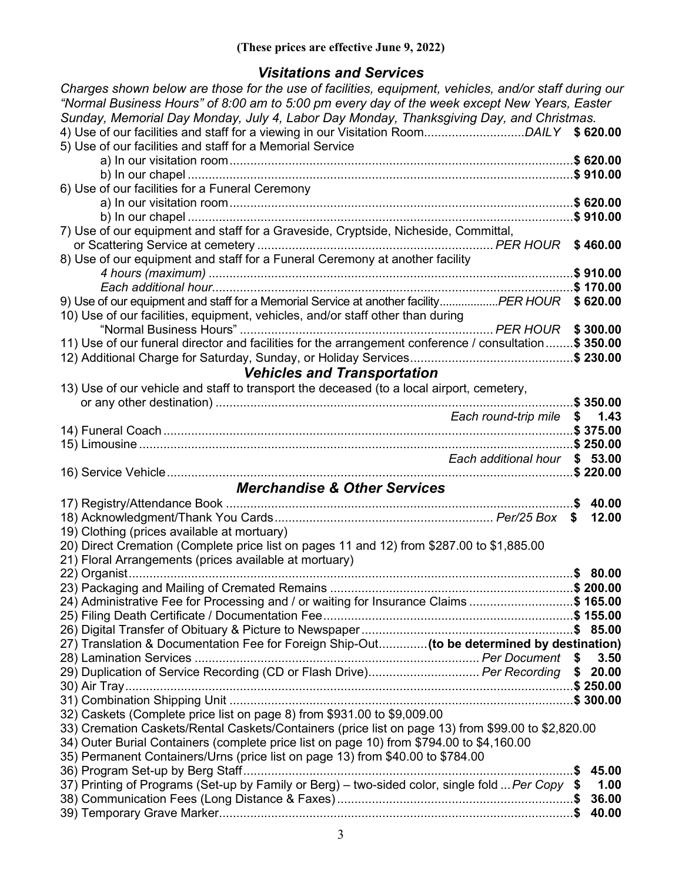**(These prices are effective June 9, 2022)**

## *Visitations and Services*

*Charges shown below are those for the use of facilities, equipment, vehicles, and/or staff during our "Normal Business Hours" of 8:00 am to 5:00 pm every day of the week except New Years, Easter Sunday, Memorial Day Monday, July 4, Labor Day Monday, Thanksgiving Day, and Christmas.*

4) Use of our facilities and staff for a viewing in our Visitation Room ............ *DAILY* **$ 620.00**

5) Use of our facilities and staff for a Memorial Service
- a) In our visitation room ............ **$ 620.00**
- b) In our chapel ............ **$ 910.00**

6) Use of our facilities for a Funeral Ceremony
- a) In our visitation room ............ **$ 620.00**
- b) In our chapel ............ **$ 910.00**

7) Use of our equipment and staff for a Graveside, Cryptside, Nicheside, Committal, or Scattering Service at cemetery ............ *PER HOUR* **$ 460.00**

8) Use of our equipment and staff for a Funeral Ceremony at another facility
- *4 hours (maximum)* ............ **$ 910.00**
- *Each additional hour* ............ **$ 170.00**

9) Use of our equipment and staff for a Memorial Service at another facility ............ *PER HOUR* **$ 620.00**

10) Use of our facilities, equipment, vehicles, and/or staff other than during "Normal Business Hours" ............ *PER HOUR* **$ 300.00**

11) Use of our funeral director and facilities for the arrangement conference / consultation ............ **$ 350.00**

12) Additional Charge for Saturday, Sunday, or Holiday Services ............ **$ 230.00**

## *Vehicles and Transportation*

13) Use of our vehicle and staff to transport the deceased (to a local airport, cemetery, or any other destination) ............ **$ 350.00**
- *Each round-trip mile* **$ 1.43**

14) Funeral Coach ............ **$ 375.00**

15) Limousine ............ **$ 250.00**
- *Each additional hour* **$ 53.00**

16) Service Vehicle ............ **$ 220.00**

## *Merchandise & Other Services*

17) Registry/Attendance Book ............ **$ 40.00**

18) Acknowledgment/Thank You Cards ............ *Per/25 Box* **$ 12.00**

19) Clothing (prices available at mortuary)

20) Direct Cremation (Complete price list on pages 11 and 12) from $287.00 to $1,885.00

21) Floral Arrangements (prices available at mortuary)

22) Organist ............ **$ 80.00**

23) Packaging and Mailing of Cremated Remains ............ **$ 200.00**

24) Administrative Fee for Processing and / or waiting for Insurance Claims ............ **$ 165.00**

25) Filing Death Certificate / Documentation Fee ............ **$ 155.00**

26) Digital Transfer of Obituary & Picture to Newspaper ............ **$ 85.00**

27) Translation & Documentation Fee for Foreign Ship-Out ............ **(to be determined by destination)**

28) Lamination Services ............ *Per Document* **$ 3.50**

29) Duplication of Service Recording (CD or Flash Drive) ............ *Per Recording* **$ 20.00**

30) Air Tray ............ **$ 250.00**

31) Combination Shipping Unit ............ **$ 300.00**

32) Caskets (Complete price list on page 8) from $931.00 to $9,009.00

33) Cremation Caskets/Rental Caskets/Containers (price list on page 13) from $99.00 to $2,820.00

34) Outer Burial Containers (complete price list on page 10) from $794.00 to $4,160.00

35) Permanent Containers/Urns (price list on page 13) from $40.00 to $784.00

36) Program Set-up by Berg Staff ............ **$ 45.00**

37) Printing of Programs (Set-up by Family or Berg) – two-sided color, single fold ... *Per Copy* **$ 1.00**

38) Communication Fees (Long Distance & Faxes) ............ **$ 36.00**

39) Temporary Grave Marker ............ **$ 40.00**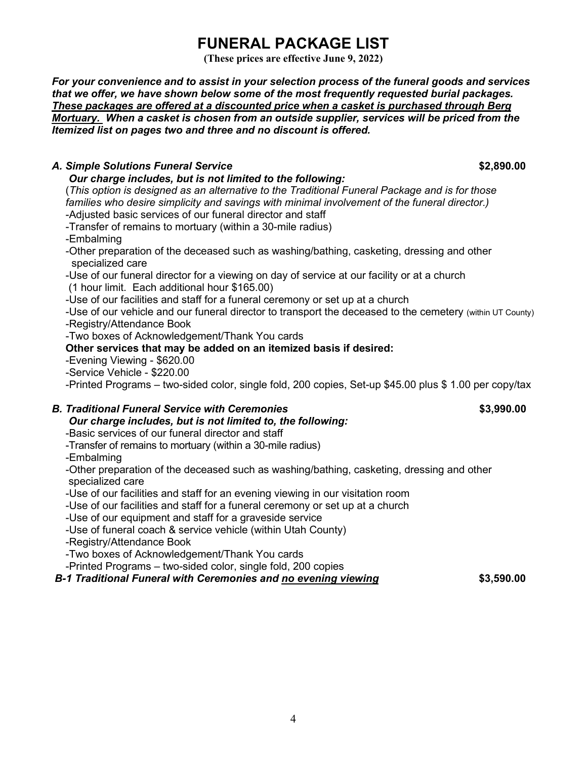# FUNERAL PACKAGE LIST

**(These prices are effective June 9, 2022)**

***For your convenience and to assist in your selection process of the funeral goods and services that we offer, we have shown below some of the most frequently requested burial packages. <u>These packages are offered at a discounted price when a casket is purchased through Berg Mortuary.</u> When a casket is chosen from an outside supplier, services will be priced from the Itemized list on pages two and three and no discount is offered.***

***A. Simple Solutions Funeral Service*** **$2,890.00**

***Our charge includes, but is not limited to the following:***

(*This option is designed as an alternative to the Traditional Funeral Package and is for those families who desire simplicity and savings with minimal involvement of the funeral director.)*

- Adjusted basic services of our funeral director and staff
- Transfer of remains to mortuary (within a 30-mile radius)
- Embalming
- Other preparation of the deceased such as washing/bathing, casketing, dressing and other specialized care
- Use of our funeral director for a viewing on day of service at our facility or at a church (1 hour limit. Each additional hour $165.00)
- Use of our facilities and staff for a funeral ceremony or set up at a church
- Use of our vehicle and our funeral director to transport the deceased to the cemetery (within UT County)
- Registry/Attendance Book
- Two boxes of Acknowledgement/Thank You cards

**Other services that may be added on an itemized basis if desired:**

- Evening Viewing - $620.00
- Service Vehicle - $220.00
- Printed Programs – two-sided color, single fold, 200 copies, Set-up $45.00 plus $ 1.00 per copy/tax

***B. Traditional Funeral Service with Ceremonies*** **$3,990.00**

***Our charge includes, but is not limited to, the following:***

- Basic services of our funeral director and staff
- Transfer of remains to mortuary (within a 30-mile radius)
- Embalming
- Other preparation of the deceased such as washing/bathing, casketing, dressing and other specialized care
- Use of our facilities and staff for an evening viewing in our visitation room
- Use of our facilities and staff for a funeral ceremony or set up at a church
- Use of our equipment and staff for a graveside service
- Use of funeral coach & service vehicle (within Utah County)
- Registry/Attendance Book
- Two boxes of Acknowledgement/Thank You cards
- Printed Programs – two-sided color, single fold, 200 copies

***B-1 Traditional Funeral with Ceremonies and <u>no evening viewing</u>*** **$3,590.00**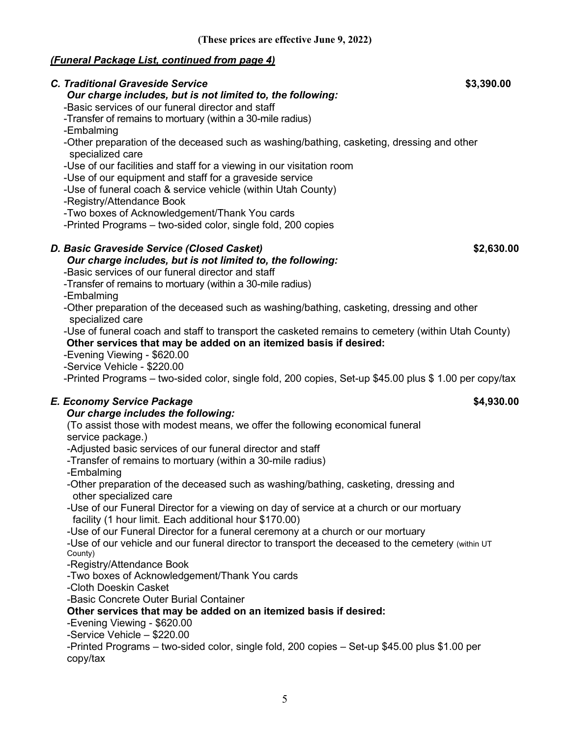**(These prices are effective June 9, 2022)**

***(Funeral Package List, continued from page 4)***

***C. Traditional Graveside Service*** **$3,390.00**

***Our charge includes, but is not limited to, the following:***

- -Basic services of our funeral director and staff
- -Transfer of remains to mortuary (within a 30-mile radius)
- -Embalming
- -Other preparation of the deceased such as washing/bathing, casketing, dressing and other specialized care
- -Use of our facilities and staff for a viewing in our visitation room
- -Use of our equipment and staff for a graveside service
- -Use of funeral coach & service vehicle (within Utah County)
- -Registry/Attendance Book
- -Two boxes of Acknowledgement/Thank You cards
- -Printed Programs – two-sided color, single fold, 200 copies

***D. Basic Graveside Service (Closed Casket)*** **$2,630.00**

***Our charge includes, but is not limited to, the following:***

- -Basic services of our funeral director and staff
- -Transfer of remains to mortuary (within a 30-mile radius)
- -Embalming
- -Other preparation of the deceased such as washing/bathing, casketing, dressing and other specialized care
- -Use of funeral coach and staff to transport the casketed remains to cemetery (within Utah County)

**Other services that may be added on an itemized basis if desired:**

- -Evening Viewing - $620.00
- -Service Vehicle - $220.00
- -Printed Programs – two-sided color, single fold, 200 copies, Set-up $45.00 plus $ 1.00 per copy/tax

***E. Economy Service Package*** **$4,930.00**

***Our charge includes the following:***

(To assist those with modest means, we offer the following economical funeral service package.)

- -Adjusted basic services of our funeral director and staff
- -Transfer of remains to mortuary (within a 30-mile radius)
- -Embalming
- -Other preparation of the deceased such as washing/bathing, casketing, dressing and other specialized care
- -Use of our Funeral Director for a viewing on day of service at a church or our mortuary facility (1 hour limit. Each additional hour $170.00)
- -Use of our Funeral Director for a funeral ceremony at a church or our mortuary
- -Use of our vehicle and our funeral director to transport the deceased to the cemetery (within UT County)
- -Registry/Attendance Book
- -Two boxes of Acknowledgement/Thank You cards
- -Cloth Doeskin Casket
- -Basic Concrete Outer Burial Container

**Other services that may be added on an itemized basis if desired:**

- -Evening Viewing - $620.00
- -Service Vehicle – $220.00
- -Printed Programs – two-sided color, single fold, 200 copies – Set-up $45.00 plus $1.00 per copy/tax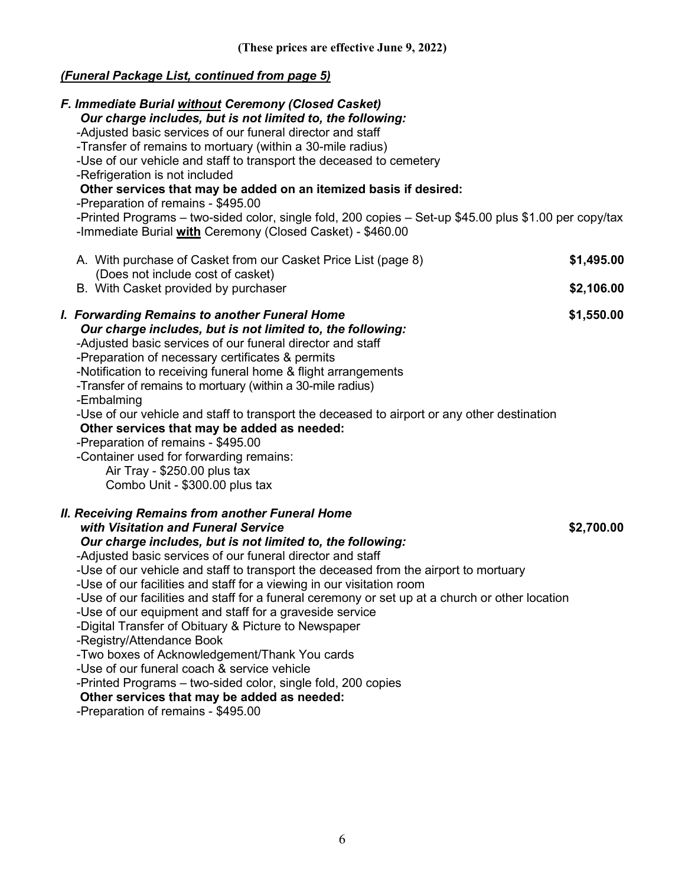**(These prices are effective June 9, 2022)**

***(Funeral Package List, continued from page 5)***

***F. Immediate Burial without Ceremony (Closed Casket)***

***Our charge includes, but is not limited to, the following:***

-Adjusted basic services of our funeral director and staff
-Transfer of remains to mortuary (within a 30-mile radius)
-Use of our vehicle and staff to transport the deceased to cemetery
-Refrigeration is not included

**Other services that may be added on an itemized basis if desired:**

-Preparation of remains - $495.00
-Printed Programs – two-sided color, single fold, 200 copies – Set-up $45.00 plus $1.00 per copy/tax
-Immediate Burial **with** Ceremony (Closed Casket) - $460.00

A. With purchase of Casket from our Casket Price List (page 8) (Does not include cost of casket) — **$1,495.00**
B. With Casket provided by purchaser — **$2,106.00**

***I. Forwarding Remains to another Funeral Home*** — **$1,550.00**

***Our charge includes, but is not limited to, the following:***

-Adjusted basic services of our funeral director and staff
-Preparation of necessary certificates & permits
-Notification to receiving funeral home & flight arrangements
-Transfer of remains to mortuary (within a 30-mile radius)
-Embalming
-Use of our vehicle and staff to transport the deceased to airport or any other destination

**Other services that may be added as needed:**

-Preparation of remains - $495.00
-Container used for forwarding remains:
    Air Tray - $250.00 plus tax
    Combo Unit - $300.00 plus tax

***II. Receiving Remains from another Funeral Home with Visitation and Funeral Service*** — **$2,700.00**

***Our charge includes, but is not limited to, the following:***

-Adjusted basic services of our funeral director and staff
-Use of our vehicle and staff to transport the deceased from the airport to mortuary
-Use of our facilities and staff for a viewing in our visitation room
-Use of our facilities and staff for a funeral ceremony or set up at a church or other location
-Use of our equipment and staff for a graveside service
-Digital Transfer of Obituary & Picture to Newspaper
-Registry/Attendance Book
-Two boxes of Acknowledgement/Thank You cards
-Use of our funeral coach & service vehicle
-Printed Programs – two-sided color, single fold, 200 copies

**Other services that may be added as needed:**

-Preparation of remains - $495.00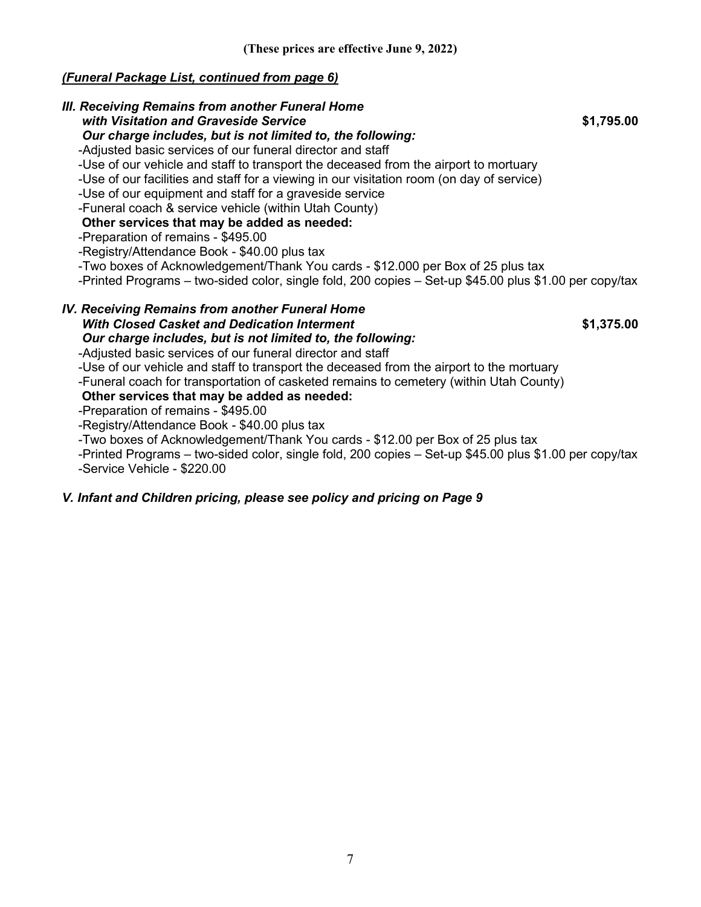**(These prices are effective June 9, 2022)**

***(Funeral Package List, continued from page 6)***

***III. Receiving Remains from another Funeral Home with Visitation and Graveside Service*** **$1,795.00**

***Our charge includes, but is not limited to, the following:***

- Adjusted basic services of our funeral director and staff
- Use of our vehicle and staff to transport the deceased from the airport to mortuary
- Use of our facilities and staff for a viewing in our visitation room (on day of service)
- Use of our equipment and staff for a graveside service
- Funeral coach & service vehicle (within Utah County)

**Other services that may be added as needed:**

- Preparation of remains - $495.00
- Registry/Attendance Book - $40.00 plus tax
- Two boxes of Acknowledgement/Thank You cards - $12.000 per Box of 25 plus tax
- Printed Programs – two-sided color, single fold, 200 copies – Set-up $45.00 plus $1.00 per copy/tax

***IV. Receiving Remains from another Funeral Home With Closed Casket and Dedication Interment*** **$1,375.00**

***Our charge includes, but is not limited to, the following:***

- Adjusted basic services of our funeral director and staff
- Use of our vehicle and staff to transport the deceased from the airport to the mortuary
- Funeral coach for transportation of casketed remains to cemetery (within Utah County)

**Other services that may be added as needed:**

- Preparation of remains - $495.00
- Registry/Attendance Book - $40.00 plus tax
- Two boxes of Acknowledgement/Thank You cards - $12.00 per Box of 25 plus tax
- Printed Programs – two-sided color, single fold, 200 copies – Set-up $45.00 plus $1.00 per copy/tax
- Service Vehicle - $220.00

***V. Infant and Children pricing, please see policy and pricing on Page 9***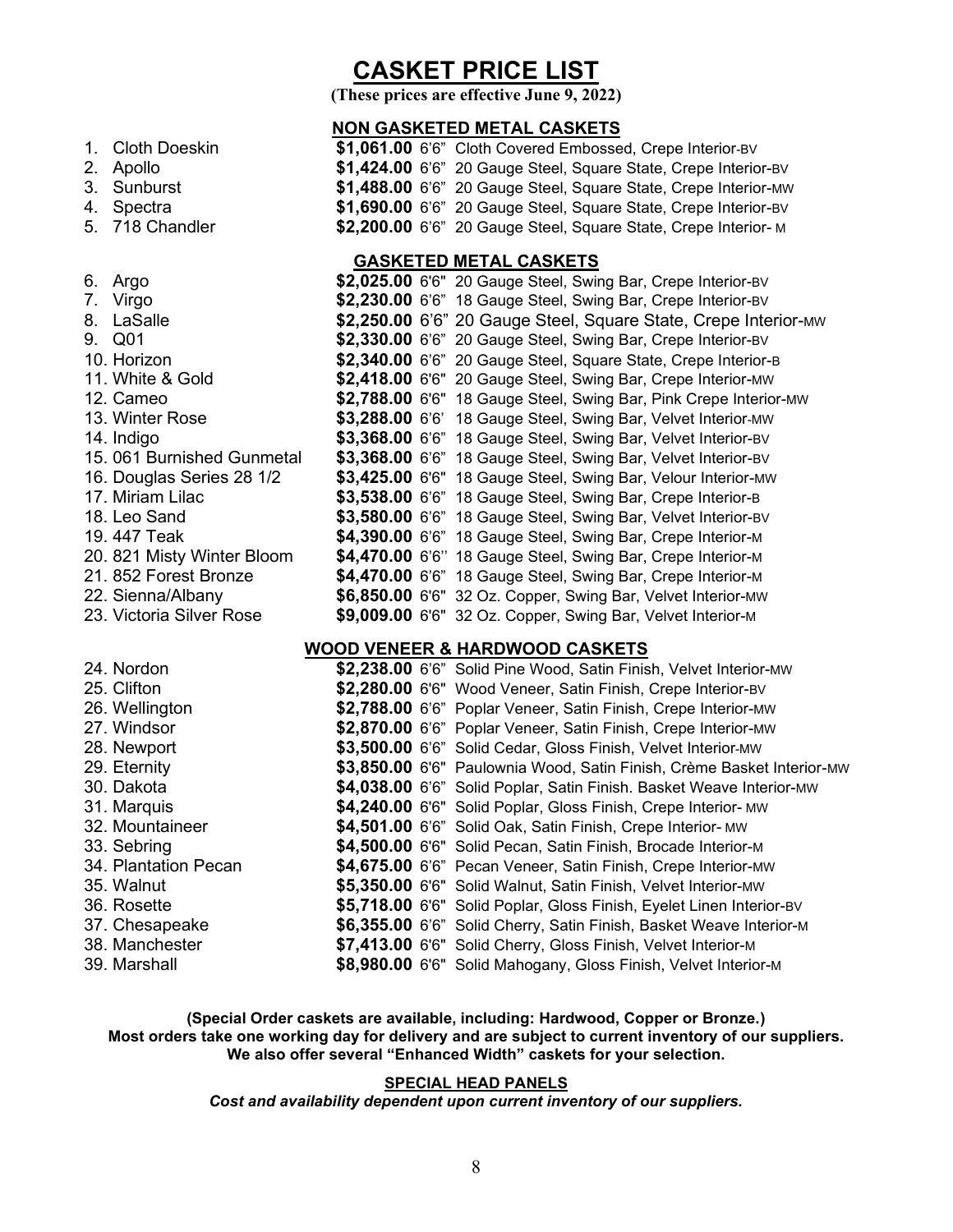# CASKET PRICE LIST

**(These prices are effective June 9, 2022)**

## NON GASKETED METAL CASKETS

1. Cloth Doeskin **$1,061.00** 6'6" Cloth Covered Embossed, Crepe Interior-BV
2. Apollo **$1,424.00** 6'6" 20 Gauge Steel, Square State, Crepe Interior-BV
3. Sunburst **$1,488.00** 6'6" 20 Gauge Steel, Square State, Crepe Interior-MW
4. Spectra **$1,690.00** 6'6" 20 Gauge Steel, Square State, Crepe Interior-BV
5. 718 Chandler **$2,200.00** 6'6" 20 Gauge Steel, Square State, Crepe Interior- M

## GASKETED METAL CASKETS

6. Argo **$2,025.00** 6'6" 20 Gauge Steel, Swing Bar, Crepe Interior-BV
7. Virgo **$2,230.00** 6'6" 18 Gauge Steel, Swing Bar, Crepe Interior-BV
8. LaSalle **$2,250.00** 6'6" 20 Gauge Steel, Square State, Crepe Interior-MW
9. Q01 **$2,330.00** 6'6" 20 Gauge Steel, Swing Bar, Crepe Interior-BV
10. Horizon **$2,340.00** 6'6" 20 Gauge Steel, Square State, Crepe Interior-B
11. White & Gold **$2,418.00** 6'6" 20 Gauge Steel, Swing Bar, Crepe Interior-MW
12. Cameo **$2,788.00** 6'6" 18 Gauge Steel, Swing Bar, Pink Crepe Interior-MW
13. Winter Rose **$3,288.00** 6'6' 18 Gauge Steel, Swing Bar, Velvet Interior-MW
14. Indigo **$3,368.00** 6'6" 18 Gauge Steel, Swing Bar, Velvet Interior-BV
15. 061 Burnished Gunmetal **$3,368.00** 6'6" 18 Gauge Steel, Swing Bar, Velvet Interior-BV
16. Douglas Series 28 1/2 **$3,425.00** 6'6" 18 Gauge Steel, Swing Bar, Velour Interior-MW
17. Miriam Lilac **$3,538.00** 6'6" 18 Gauge Steel, Swing Bar, Crepe Interior-B
18. Leo Sand **$3,580.00** 6'6" 18 Gauge Steel, Swing Bar, Velvet Interior-BV
19. 447 Teak **$4,390.00** 6'6" 18 Gauge Steel, Swing Bar, Crepe Interior-M
20. 821 Misty Winter Bloom **$4,470.00** 6'6'' 18 Gauge Steel, Swing Bar, Crepe Interior-M
21. 852 Forest Bronze **$4,470.00** 6'6" 18 Gauge Steel, Swing Bar, Crepe Interior-M
22. Sienna/Albany **$6,850.00** 6'6" 32 Oz. Copper, Swing Bar, Velvet Interior-MW
23. Victoria Silver Rose **$9,009.00** 6'6" 32 Oz. Copper, Swing Bar, Velvet Interior-M

## WOOD VENEER & HARDWOOD CASKETS

24. Nordon **$2,238.00** 6'6" Solid Pine Wood, Satin Finish, Velvet Interior-MW
25. Clifton **$2,280.00** 6'6" Wood Veneer, Satin Finish, Crepe Interior-BV
26. Wellington **$2,788.00** 6'6" Poplar Veneer, Satin Finish, Crepe Interior-MW
27. Windsor **$2,870.00** 6'6" Poplar Veneer, Satin Finish, Crepe Interior-MW
28. Newport **$3,500.00** 6'6" Solid Cedar, Gloss Finish, Velvet Interior-MW
29. Eternity **$3,850.00** 6'6" Paulownia Wood, Satin Finish, Crème Basket Interior-MW
30. Dakota **$4,038.00** 6'6" Solid Poplar, Satin Finish. Basket Weave Interior-MW
31. Marquis **$4,240.00** 6'6" Solid Poplar, Gloss Finish, Crepe Interior- MW
32. Mountaineer **$4,501.00** 6'6" Solid Oak, Satin Finish, Crepe Interior- MW
33. Sebring **$4,500.00** 6'6" Solid Pecan, Satin Finish, Brocade Interior-M
34. Plantation Pecan **$4,675.00** 6'6" Pecan Veneer, Satin Finish, Crepe Interior-MW
35. Walnut **$5,350.00** 6'6" Solid Walnut, Satin Finish, Velvet Interior-MW
36. Rosette **$5,718.00** 6'6" Solid Poplar, Gloss Finish, Eyelet Linen Interior-BV
37. Chesapeake **$6,355.00** 6'6" Solid Cherry, Satin Finish, Basket Weave Interior-M
38. Manchester **$7,413.00** 6'6" Solid Cherry, Gloss Finish, Velvet Interior-M
39. Marshall **$8,980.00** 6'6" Solid Mahogany, Gloss Finish, Velvet Interior-M

**(Special Order caskets are available, including: Hardwood, Copper or Bronze.)**
**Most orders take one working day for delivery and are subject to current inventory of our suppliers.**
**We also offer several "Enhanced Width" caskets for your selection.**

**SPECIAL HEAD PANELS**

***Cost and availability dependent upon current inventory of our suppliers.***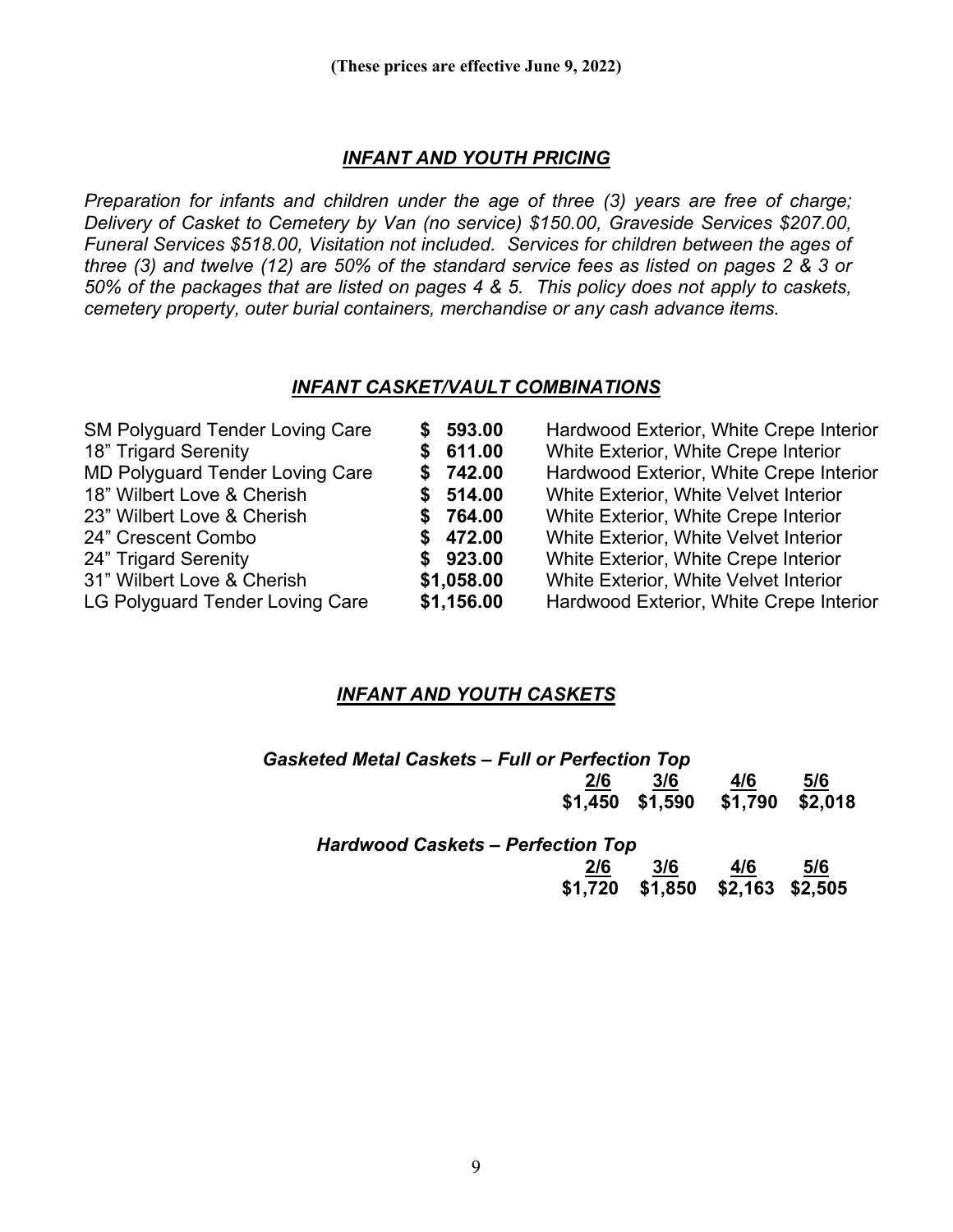**(These prices are effective June 9, 2022)**

## *INFANT AND YOUTH PRICING*

*Preparation for infants and children under the age of three (3) years are free of charge; Delivery of Casket to Cemetery by Van (no service) $150.00, Graveside Services $207.00, Funeral Services $518.00, Visitation not included. Services for children between the ages of three (3) and twelve (12) are 50% of the standard service fees as listed on pages 2 & 3 or 50% of the packages that are listed on pages 4 & 5. This policy does not apply to caskets, cemetery property, outer burial containers, merchandise or any cash advance items.*

## *INFANT CASKET/VAULT COMBINATIONS*

| | | |
|---|---|---|
| SM Polyguard Tender Loving Care | **$ 593.00** | Hardwood Exterior, White Crepe Interior |
| 18" Trigard Serenity | **$ 611.00** | White Exterior, White Crepe Interior |
| MD Polyguard Tender Loving Care | **$ 742.00** | Hardwood Exterior, White Crepe Interior |
| 18" Wilbert Love & Cherish | **$ 514.00** | White Exterior, White Velvet Interior |
| 23" Wilbert Love & Cherish | **$ 764.00** | White Exterior, White Crepe Interior |
| 24" Crescent Combo | **$ 472.00** | White Exterior, White Velvet Interior |
| 24" Trigard Serenity | **$ 923.00** | White Exterior, White Crepe Interior |
| 31" Wilbert Love & Cherish | **$1,058.00** | White Exterior, White Velvet Interior |
| LG Polyguard Tender Loving Care | **$1,156.00** | Hardwood Exterior, White Crepe Interior |

## *INFANT AND YOUTH CASKETS*

### *Gasketed Metal Caskets – Full or Perfection Top*

| 2/6 | 3/6 | 4/6 | 5/6 |
|---|---|---|---|
| **$1,450** | **$1,590** | **$1,790** | **$2,018** |

### *Hardwood Caskets – Perfection Top*

| 2/6 | 3/6 | 4/6 | 5/6 |
|---|---|---|---|
| **$1,720** | **$1,850** | **$2,163** | **$2,505** |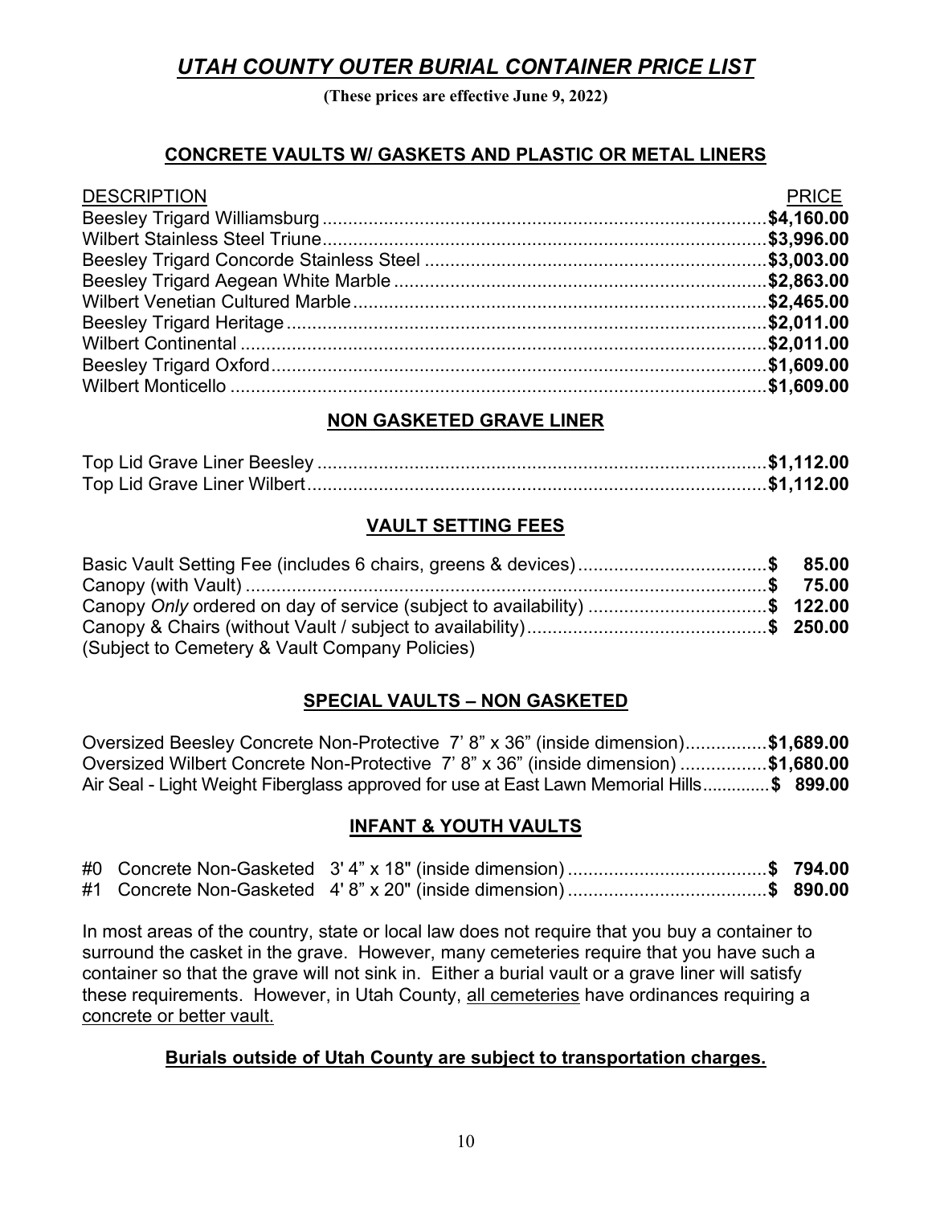# *UTAH COUNTY OUTER BURIAL CONTAINER PRICE LIST*

**(These prices are effective June 9, 2022)**

## CONCRETE VAULTS W/ GASKETS AND PLASTIC OR METAL LINERS

| DESCRIPTION | PRICE |
|---|---|
| Beesley Trigard Williamsburg | **$4,160.00** |
| Wilbert Stainless Steel Triune | **$3,996.00** |
| Beesley Trigard Concorde Stainless Steel | **$3,003.00** |
| Beesley Trigard Aegean White Marble | **$2,863.00** |
| Wilbert Venetian Cultured Marble | **$2,465.00** |
| Beesley Trigard Heritage | **$2,011.00** |
| Wilbert Continental | **$2,011.00** |
| Beesley Trigard Oxford | **$1,609.00** |
| Wilbert Monticello | **$1,609.00** |

## NON GASKETED GRAVE LINER

| | |
|---|---|
| Top Lid Grave Liner Beesley | **$1,112.00** |
| Top Lid Grave Liner Wilbert | **$1,112.00** |

## VAULT SETTING FEES

| | |
|---|---|
| Basic Vault Setting Fee (includes 6 chairs, greens & devices) | **$ 85.00** |
| Canopy (with Vault) | **$ 75.00** |
| Canopy *Only* ordered on day of service (subject to availability) | **$ 122.00** |
| Canopy & Chairs (without Vault / subject to availability) | **$ 250.00** |

(Subject to Cemetery & Vault Company Policies)

## SPECIAL VAULTS – NON GASKETED

| | |
|---|---|
| Oversized Beesley Concrete Non-Protective 7' 8" x 36" (inside dimension) | **$1,689.00** |
| Oversized Wilbert Concrete Non-Protective 7' 8" x 36" (inside dimension) | **$1,680.00** |
| Air Seal - Light Weight Fiberglass approved for use at East Lawn Memorial Hills | **$ 899.00** |

## INFANT & YOUTH VAULTS

| | |
|---|---|
| #0 Concrete Non-Gasketed 3' 4" x 18" (inside dimension) | **$ 794.00** |
| #1 Concrete Non-Gasketed 4' 8" x 20" (inside dimension) | **$ 890.00** |

In most areas of the country, state or local law does not require that you buy a container to surround the casket in the grave. However, many cemeteries require that you have such a container so that the grave will not sink in. Either a burial vault or a grave liner will satisfy these requirements. However, in Utah County, <u>all cemeteries</u> have ordinances requiring a <u>concrete or better vault.</u>

**<u>Burials outside of Utah County are subject to transportation charges.</u>**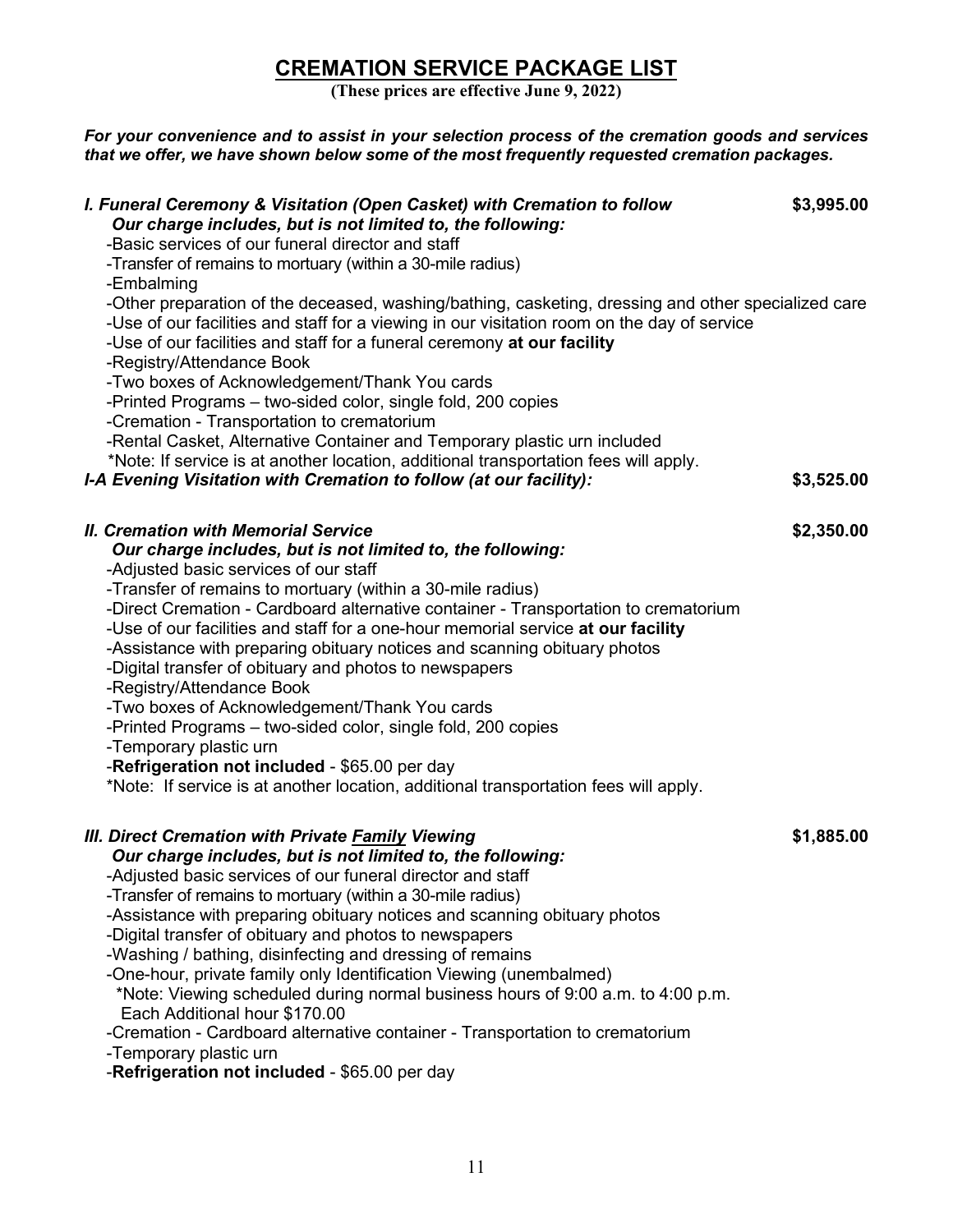# CREMATION SERVICE PACKAGE LIST

**(These prices are effective June 9, 2022)**

***For your convenience and to assist in your selection process of the cremation goods and services that we offer, we have shown below some of the most frequently requested cremation packages.***

***I. Funeral Ceremony & Visitation (Open Casket) with Cremation to follow*** **$3,995.00**

***Our charge includes, but is not limited to, the following:***

- -Basic services of our funeral director and staff
- -Transfer of remains to mortuary (within a 30-mile radius)
- -Embalming
- -Other preparation of the deceased, washing/bathing, casketing, dressing and other specialized care
- -Use of our facilities and staff for a viewing in our visitation room on the day of service
- -Use of our facilities and staff for a funeral ceremony **at our facility**
- -Registry/Attendance Book
- -Two boxes of Acknowledgement/Thank You cards
- -Printed Programs – two-sided color, single fold, 200 copies
- -Cremation - Transportation to crematorium
- -Rental Casket, Alternative Container and Temporary plastic urn included

*Note: If service is at another location, additional transportation fees will apply.

***I-A Evening Visitation with Cremation to follow (at our facility):*** **$3,525.00**

***II. Cremation with Memorial Service*** **$2,350.00**

***Our charge includes, but is not limited to, the following:***

- -Adjusted basic services of our staff
- -Transfer of remains to mortuary (within a 30-mile radius)
- -Direct Cremation - Cardboard alternative container - Transportation to crematorium
- -Use of our facilities and staff for a one-hour memorial service **at our facility**
- -Assistance with preparing obituary notices and scanning obituary photos
- -Digital transfer of obituary and photos to newspapers
- -Registry/Attendance Book
- -Two boxes of Acknowledgement/Thank You cards
- -Printed Programs – two-sided color, single fold, 200 copies
- -Temporary plastic urn
- -**Refrigeration not included** - $65.00 per day

*Note: If service is at another location, additional transportation fees will apply.

***III. Direct Cremation with Private Family Viewing*** **$1,885.00**

***Our charge includes, but is not limited to, the following:***

- -Adjusted basic services of our funeral director and staff
- -Transfer of remains to mortuary (within a 30-mile radius)
- -Assistance with preparing obituary notices and scanning obituary photos
- -Digital transfer of obituary and photos to newspapers
- -Washing / bathing, disinfecting and dressing of remains
- -One-hour, private family only Identification Viewing (unembalmed)
  *Note: Viewing scheduled during normal business hours of 9:00 a.m. to 4:00 p.m. Each Additional hour $170.00
- -Cremation - Cardboard alternative container - Transportation to crematorium
- -Temporary plastic urn
- -**Refrigeration not included** - $65.00 per day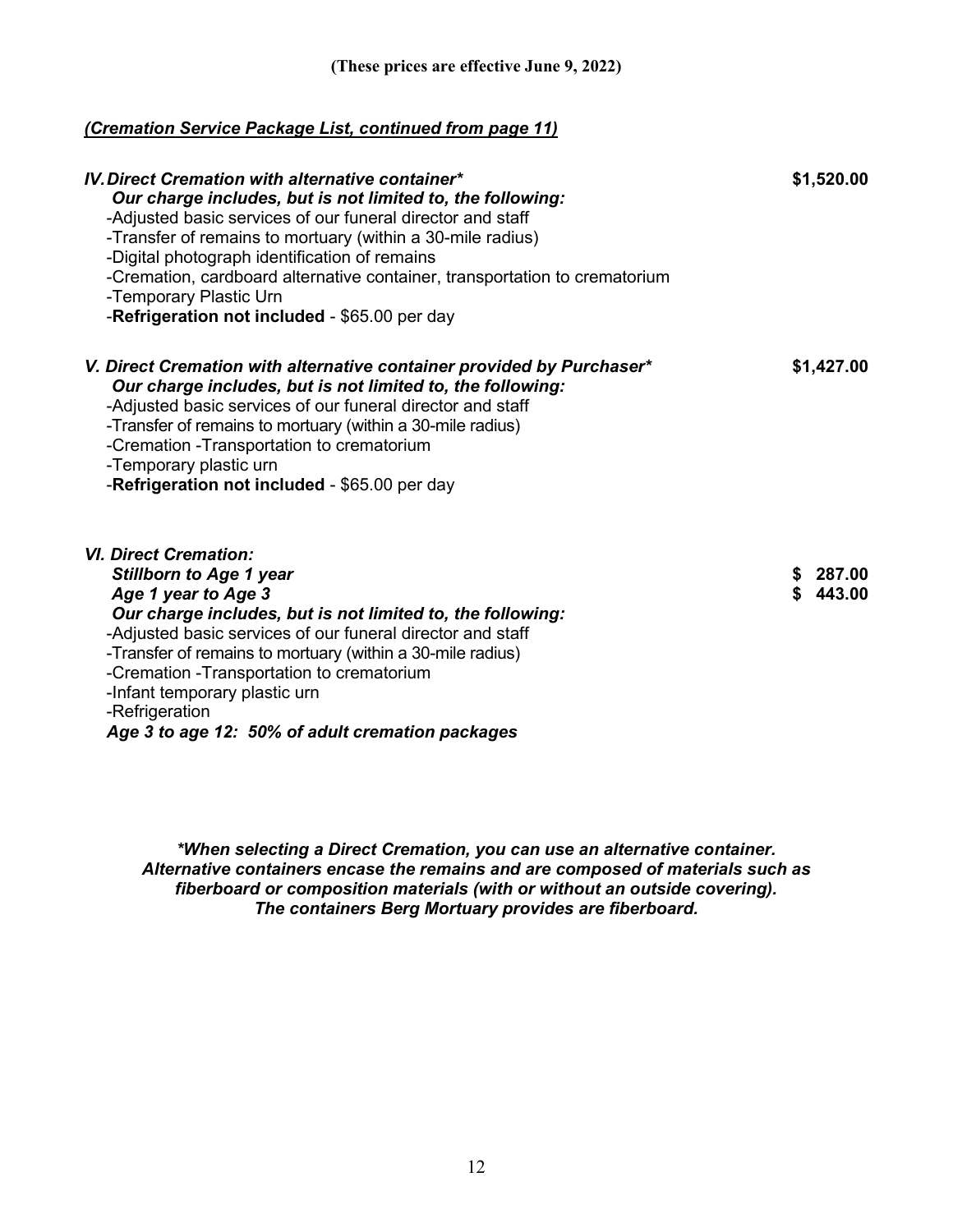**(These prices are effective June 9, 2022)**

***(Cremation Service Package List, continued from page 11)***

***IV. Direct Cremation with alternative container**** **$1,520.00**

***Our charge includes, but is not limited to, the following:***

- Adjusted basic services of our funeral director and staff
- Transfer of remains to mortuary (within a 30-mile radius)
- Digital photograph identification of remains
- Cremation, cardboard alternative container, transportation to crematorium
- Temporary Plastic Urn
- **Refrigeration not included** - $65.00 per day

***V. Direct Cremation with alternative container provided by Purchaser**** **$1,427.00**

***Our charge includes, but is not limited to, the following:***

- Adjusted basic services of our funeral director and staff
- Transfer of remains to mortuary (within a 30-mile radius)
- Cremation -Transportation to crematorium
- Temporary plastic urn
- **Refrigeration not included** - $65.00 per day

***VI. Direct Cremation:***

***Stillborn to Age 1 year*** **$ 287.00**

***Age 1 year to Age 3*** **$ 443.00**

***Our charge includes, but is not limited to, the following:***

- Adjusted basic services of our funeral director and staff
- Transfer of remains to mortuary (within a 30-mile radius)
- Cremation -Transportation to crematorium
- Infant temporary plastic urn
- Refrigeration

***Age 3 to age 12: 50% of adult cremation packages***

***\*When selecting a Direct Cremation, you can use an alternative container. Alternative containers encase the remains and are composed of materials such as fiberboard or composition materials (with or without an outside covering). The containers Berg Mortuary provides are fiberboard.***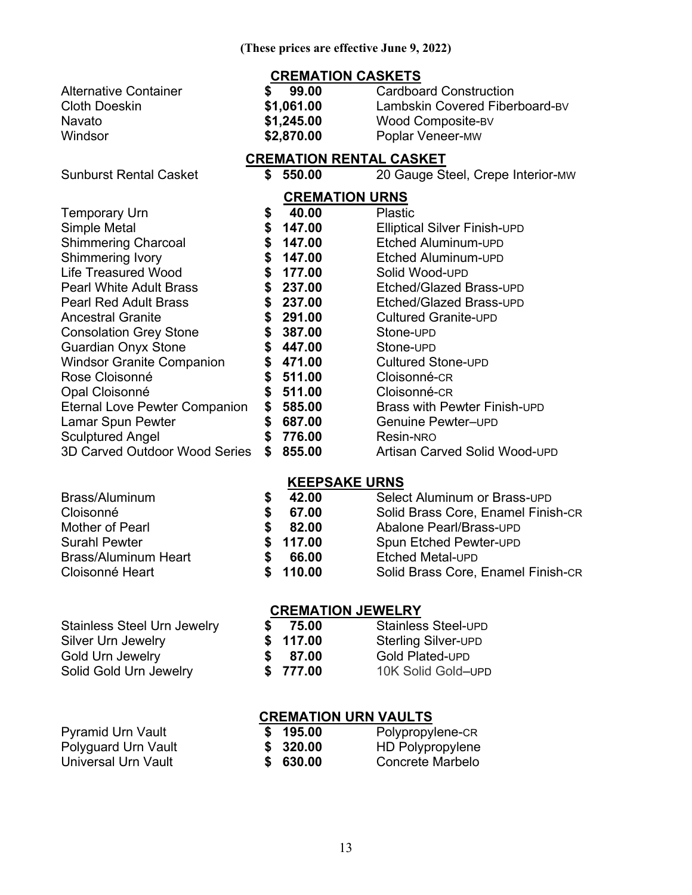**(These prices are effective June 9, 2022)**

## CREMATION CASKETS

| | | |
|---|---|---|
| Alternative Container | $ 99.00 | Cardboard Construction |
| Cloth Doeskin | $1,061.00 | Lambskin Covered Fiberboard-BV |
| Navato | $1,245.00 | Wood Composite-BV |
| Windsor | $2,870.00 | Poplar Veneer-MW |

## CREMATION RENTAL CASKET

| | | |
|---|---|---|
| Sunburst Rental Casket | $ 550.00 | 20 Gauge Steel, Crepe Interior-MW |

## CREMATION URNS

| | | |
|---|---|---|
| Temporary Urn | $ 40.00 | Plastic |
| Simple Metal | $ 147.00 | Elliptical Silver Finish-UPD |
| Shimmering Charcoal | $ 147.00 | Etched Aluminum-UPD |
| Shimmering Ivory | $ 147.00 | Etched Aluminum-UPD |
| Life Treasured Wood | $ 177.00 | Solid Wood-UPD |
| Pearl White Adult Brass | $ 237.00 | Etched/Glazed Brass-UPD |
| Pearl Red Adult Brass | $ 237.00 | Etched/Glazed Brass-UPD |
| Ancestral Granite | $ 291.00 | Cultured Granite-UPD |
| Consolation Grey Stone | $ 387.00 | Stone-UPD |
| Guardian Onyx Stone | $ 447.00 | Stone-UPD |
| Windsor Granite Companion | $ 471.00 | Cultured Stone-UPD |
| Rose Cloisonné | $ 511.00 | Cloisonné-CR |
| Opal Cloisonné | $ 511.00 | Cloisonné-CR |
| Eternal Love Pewter Companion | $ 585.00 | Brass with Pewter Finish-UPD |
| Lamar Spun Pewter | $ 687.00 | Genuine Pewter–UPD |
| Sculptured Angel | $ 776.00 | Resin-NRO |
| 3D Carved Outdoor Wood Series | $ 855.00 | Artisan Carved Solid Wood-UPD |

## KEEPSAKE URNS

| | | |
|---|---|---|
| Brass/Aluminum | $ 42.00 | Select Aluminum or Brass-UPD |
| Cloisonné | $ 67.00 | Solid Brass Core, Enamel Finish-CR |
| Mother of Pearl | $ 82.00 | Abalone Pearl/Brass-UPD |
| Surahl Pewter | $ 117.00 | Spun Etched Pewter-UPD |
| Brass/Aluminum Heart | $ 66.00 | Etched Metal-UPD |
| Cloisonné Heart | $ 110.00 | Solid Brass Core, Enamel Finish-CR |

## CREMATION JEWELRY

| | | |
|---|---|---|
| Stainless Steel Urn Jewelry | $ 75.00 | Stainless Steel-UPD |
| Silver Urn Jewelry | $ 117.00 | Sterling Silver-UPD |
| Gold Urn Jewelry | $ 87.00 | Gold Plated-UPD |
| Solid Gold Urn Jewelry | $ 777.00 | 10K Solid Gold–UPD |

## CREMATION URN VAULTS

| | | |
|---|---|---|
| Pyramid Urn Vault | $ 195.00 | Polypropylene-CR |
| Polyguard Urn Vault | $ 320.00 | HD Polypropylene |
| Universal Urn Vault | $ 630.00 | Concrete Marbelo |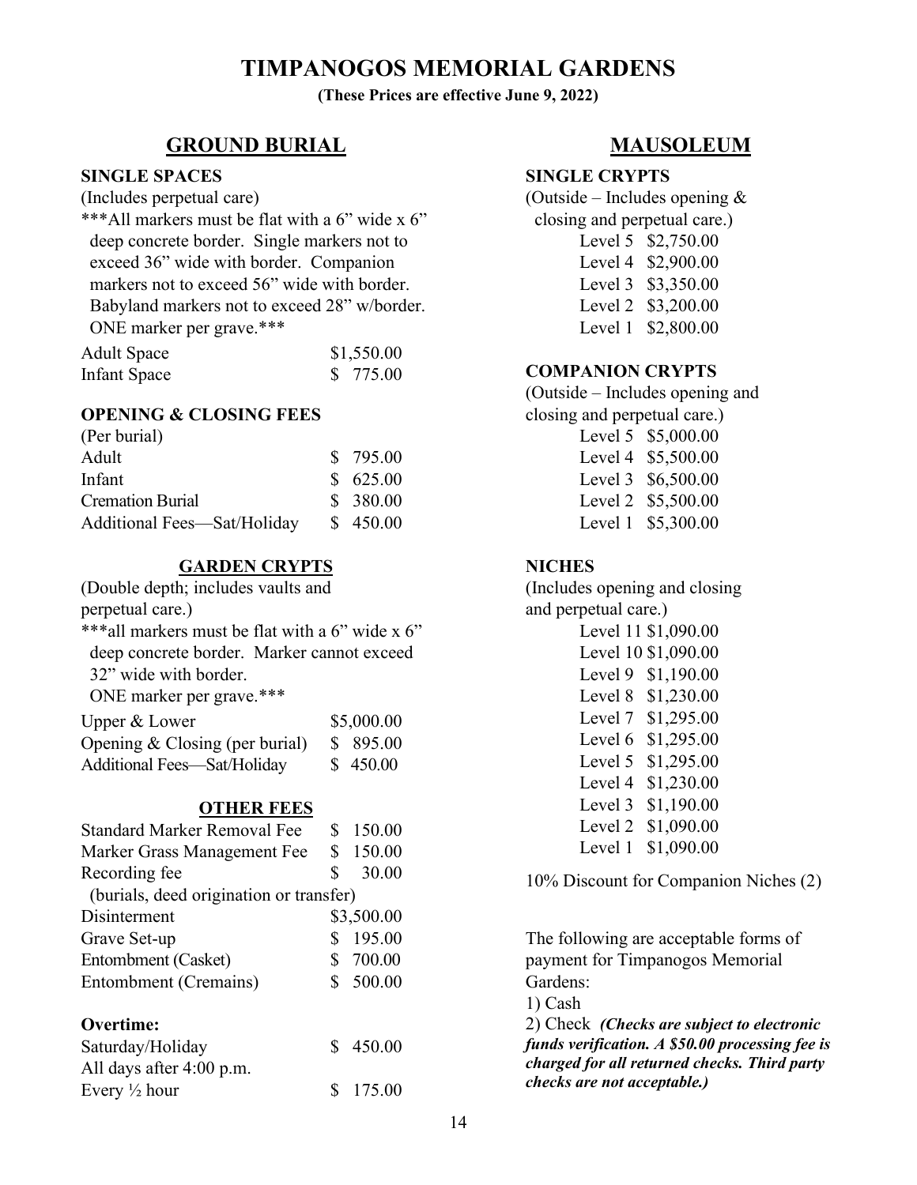# TIMPANOGOS MEMORIAL GARDENS

**(These Prices are effective June 9, 2022)**

## GROUND BURIAL

### SINGLE SPACES

(Includes perpetual care)

***All markers must be flat with a 6" wide x 6" deep concrete border. Single markers not to exceed 36" wide with border. Companion markers not to exceed 56" wide with border. Babyland markers not to exceed 28" w/border. ONE marker per grave.***

| | |
|---|---|
| Adult Space | $1,550.00 |
| Infant Space | $ 775.00 |

### OPENING & CLOSING FEES

(Per burial)

| | |
|---|---|
| Adult | $ 795.00 |
| Infant | $ 625.00 |
| Cremation Burial | $ 380.00 |
| Additional Fees—Sat/Holiday | $ 450.00 |

### GARDEN CRYPTS

(Double depth; includes vaults and perpetual care.)

***all markers must be flat with a 6" wide x 6" deep concrete border. Marker cannot exceed 32" wide with border. ONE marker per grave.***

| | |
|---|---|
| Upper & Lower | $5,000.00 |
| Opening & Closing (per burial) | $ 895.00 |
| Additional Fees—Sat/Holiday | $ 450.00 |

### OTHER FEES

| | |
|---|---|
| Standard Marker Removal Fee | $ 150.00 |
| Marker Grass Management Fee | $ 150.00 |
| Recording fee (burials, deed origination or transfer) | $ 30.00 |
| Disinterment | $3,500.00 |
| Grave Set-up | $ 195.00 |
| Entombment (Casket) | $ 700.00 |
| Entombment (Cremains) | $ 500.00 |

**Overtime:**

| | |
|---|---|
| Saturday/Holiday | $ 450.00 |
| All days after 4:00 p.m. Every ½ hour | $ 175.00 |

## MAUSOLEUM

### SINGLE CRYPTS

(Outside – Includes opening & closing and perpetual care.)

| | |
|---|---|
| Level 5 | $2,750.00 |
| Level 4 | $2,900.00 |
| Level 3 | $3,350.00 |
| Level 2 | $3,200.00 |
| Level 1 | $2,800.00 |

### COMPANION CRYPTS

(Outside – Includes opening and closing and perpetual care.)

| | |
|---|---|
| Level 5 | $5,000.00 |
| Level 4 | $5,500.00 |
| Level 3 | $6,500.00 |
| Level 2 | $5,500.00 |
| Level 1 | $5,300.00 |

### NICHES

(Includes opening and closing and perpetual care.)

| | |
|---|---|
| Level 11 | $1,090.00 |
| Level 10 | $1,090.00 |
| Level 9 | $1,190.00 |
| Level 8 | $1,230.00 |
| Level 7 | $1,295.00 |
| Level 6 | $1,295.00 |
| Level 5 | $1,295.00 |
| Level 4 | $1,230.00 |
| Level 3 | $1,190.00 |
| Level 2 | $1,090.00 |
| Level 1 | $1,090.00 |

10% Discount for Companion Niches (2)

The following are acceptable forms of payment for Timpanogos Memorial Gardens:

1) Cash
2) Check ***(Checks are subject to electronic funds verification. A $50.00 processing fee is charged for all returned checks. Third party checks are not acceptable.)***